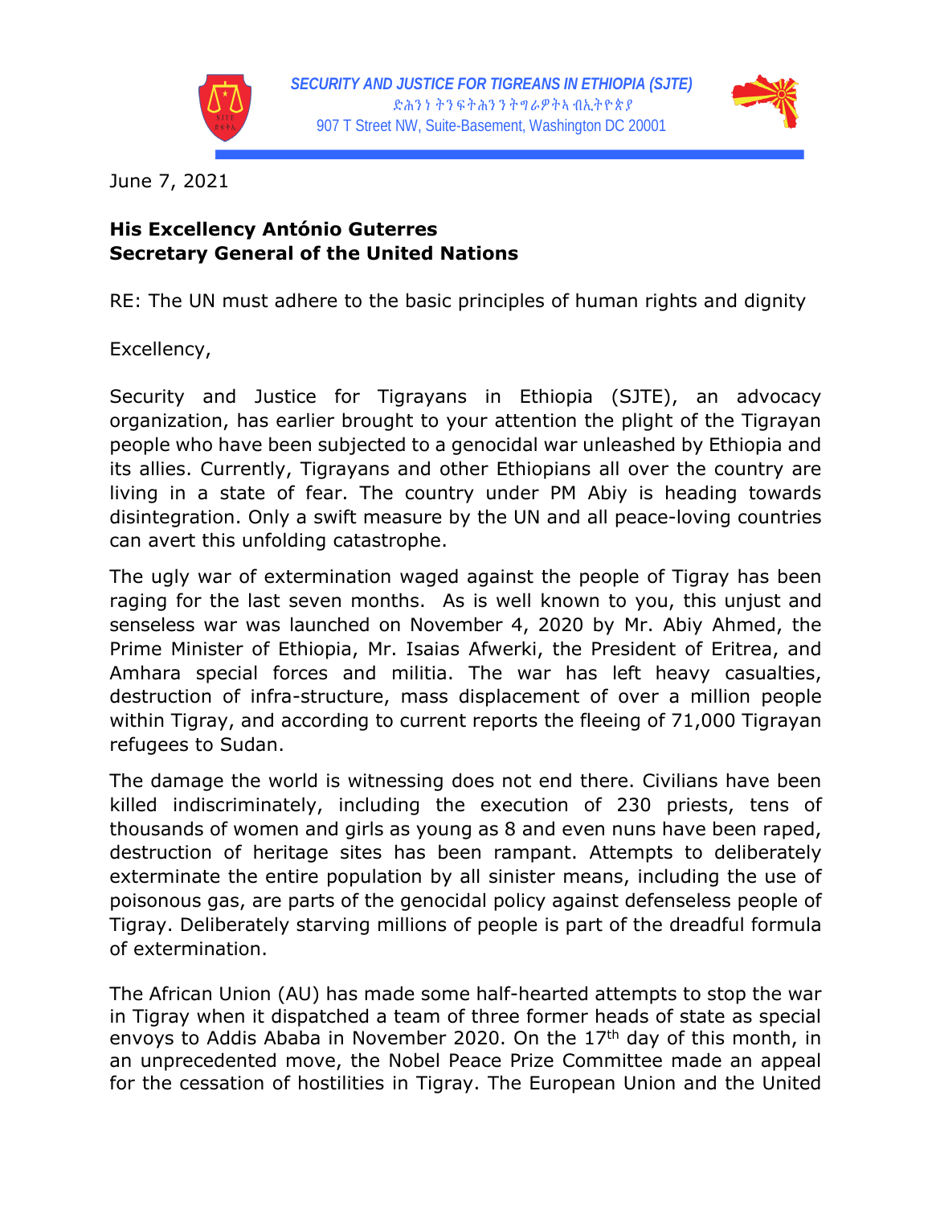**SECURITY AND JUSTICE FOR TIGREANS IN ETHIOPIA (SJTE)**
ድሕንነ ትንፍትሕንንትግራዎትኣ ብኢትዮጵያ
907 T Street NW, Suite-Basement, Washington DC 20001

June 7, 2021

**His Excellency António Guterres**
**Secretary General of the United Nations**

RE: The UN must adhere to the basic principles of human rights and dignity

Excellency,

Security and Justice for Tigrayans in Ethiopia (SJTE), an advocacy organization, has earlier brought to your attention the plight of the Tigrayan people who have been subjected to a genocidal war unleashed by Ethiopia and its allies. Currently, Tigrayans and other Ethiopians all over the country are living in a state of fear. The country under PM Abiy is heading towards disintegration. Only a swift measure by the UN and all peace-loving countries can avert this unfolding catastrophe.

The ugly war of extermination waged against the people of Tigray has been raging for the last seven months. As is well known to you, this unjust and senseless war was launched on November 4, 2020 by Mr. Abiy Ahmed, the Prime Minister of Ethiopia, Mr. Isaias Afwerki, the President of Eritrea, and Amhara special forces and militia. The war has left heavy casualties, destruction of infra-structure, mass displacement of over a million people within Tigray, and according to current reports the fleeing of 71,000 Tigrayan refugees to Sudan.

The damage the world is witnessing does not end there. Civilians have been killed indiscriminately, including the execution of 230 priests, tens of thousands of women and girls as young as 8 and even nuns have been raped, destruction of heritage sites has been rampant. Attempts to deliberately exterminate the entire population by all sinister means, including the use of poisonous gas, are parts of the genocidal policy against defenseless people of Tigray. Deliberately starving millions of people is part of the dreadful formula of extermination.

The African Union (AU) has made some half-hearted attempts to stop the war in Tigray when it dispatched a team of three former heads of state as special envoys to Addis Ababa in November 2020. On the 17th day of this month, in an unprecedented move, the Nobel Peace Prize Committee made an appeal for the cessation of hostilities in Tigray. The European Union and the United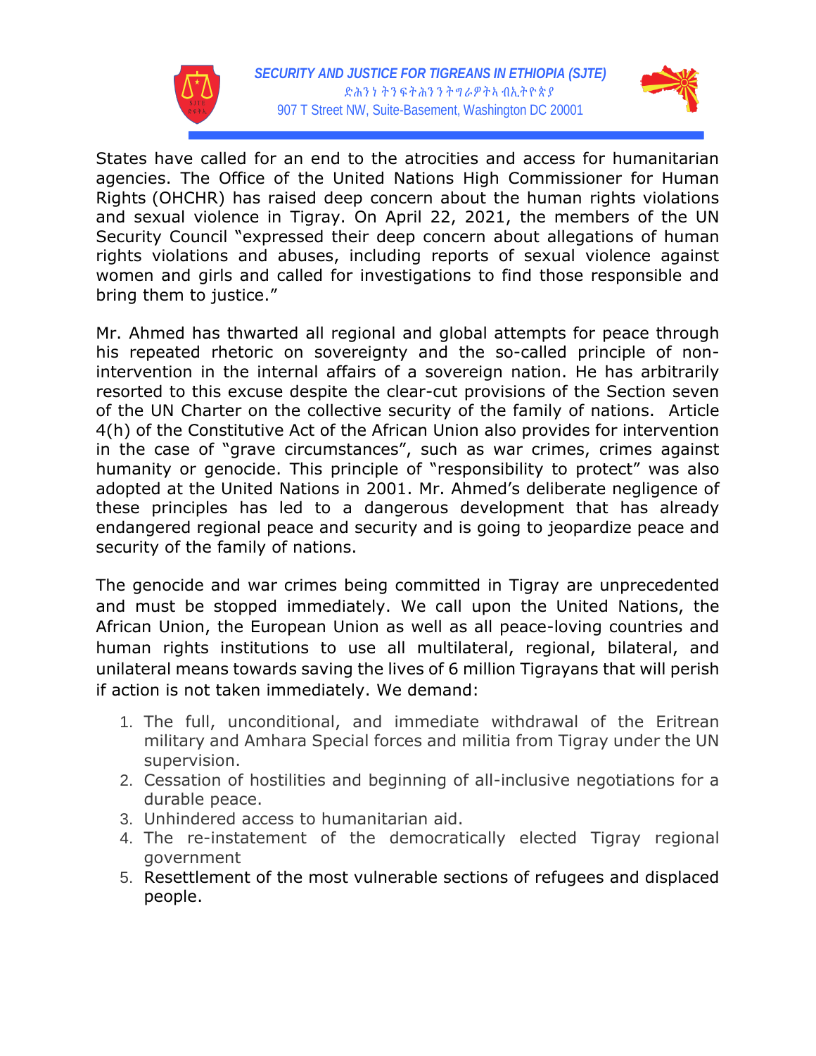States have called for an end to the atrocities and access for humanitarian agencies. The Office of the United Nations High Commissioner for Human Rights (OHCHR) has raised deep concern about the human rights violations and sexual violence in Tigray. On April 22, 2021, the members of the UN Security Council "expressed their deep concern about allegations of human rights violations and abuses, including reports of sexual violence against women and girls and called for investigations to find those responsible and bring them to justice."

Mr. Ahmed has thwarted all regional and global attempts for peace through his repeated rhetoric on sovereignty and the so-called principle of non-intervention in the internal affairs of a sovereign nation. He has arbitrarily resorted to this excuse despite the clear-cut provisions of the Section seven of the UN Charter on the collective security of the family of nations. Article 4(h) of the Constitutive Act of the African Union also provides for intervention in the case of "grave circumstances", such as war crimes, crimes against humanity or genocide. This principle of "responsibility to protect" was also adopted at the United Nations in 2001. Mr. Ahmed's deliberate negligence of these principles has led to a dangerous development that has already endangered regional peace and security and is going to jeopardize peace and security of the family of nations.

The genocide and war crimes being committed in Tigray are unprecedented and must be stopped immediately. We call upon the United Nations, the African Union, the European Union as well as all peace-loving countries and human rights institutions to use all multilateral, regional, bilateral, and unilateral means towards saving the lives of 6 million Tigrayans that will perish if action is not taken immediately. We demand:

1. The full, unconditional, and immediate withdrawal of the Eritrean military and Amhara Special forces and militia from Tigray under the UN supervision.
2. Cessation of hostilities and beginning of all-inclusive negotiations for a durable peace.
3. Unhindered access to humanitarian aid.
4. The re-instatement of the democratically elected Tigray regional government
5. Resettlement of the most vulnerable sections of refugees and displaced people.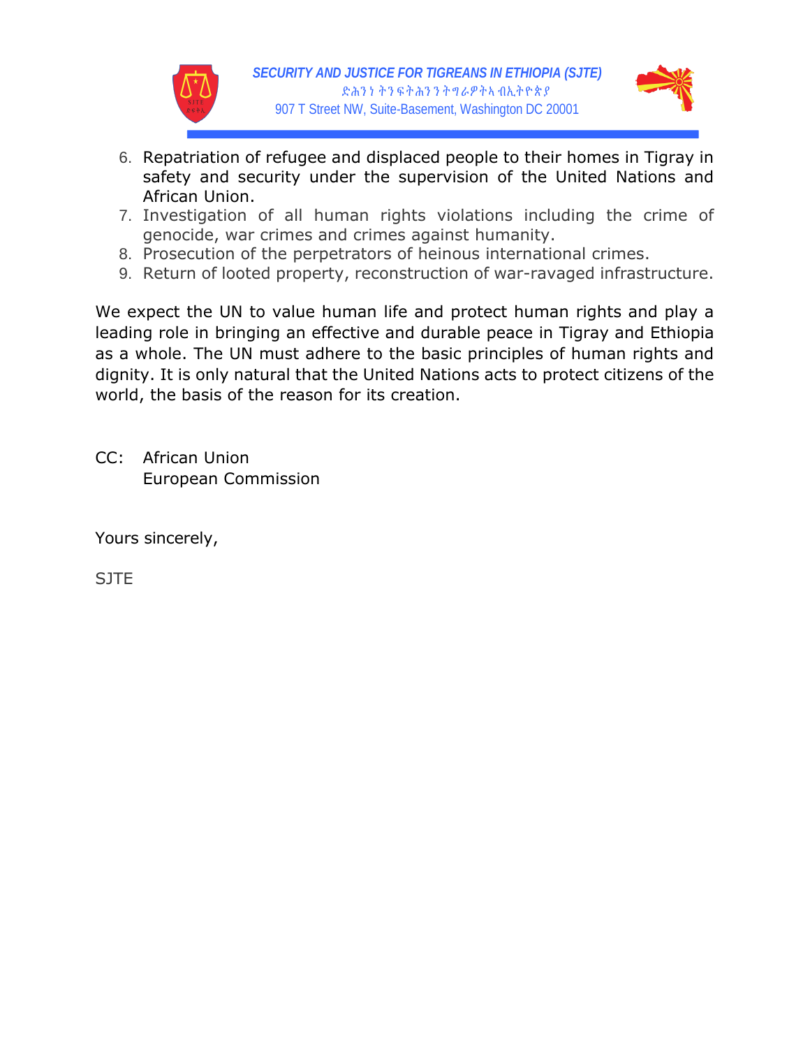6. Repatriation of refugee and displaced people to their homes in Tigray in safety and security under the supervision of the United Nations and African Union.
7. Investigation of all human rights violations including the crime of genocide, war crimes and crimes against humanity.
8. Prosecution of the perpetrators of heinous international crimes.
9. Return of looted property, reconstruction of war-ravaged infrastructure.

We expect the UN to value human life and protect human rights and play a leading role in bringing an effective and durable peace in Tigray and Ethiopia as a whole. The UN must adhere to the basic principles of human rights and dignity. It is only natural that the United Nations acts to protect citizens of the world, the basis of the reason for its creation.

CC: African Union
European Commission

Yours sincerely,

SJTE